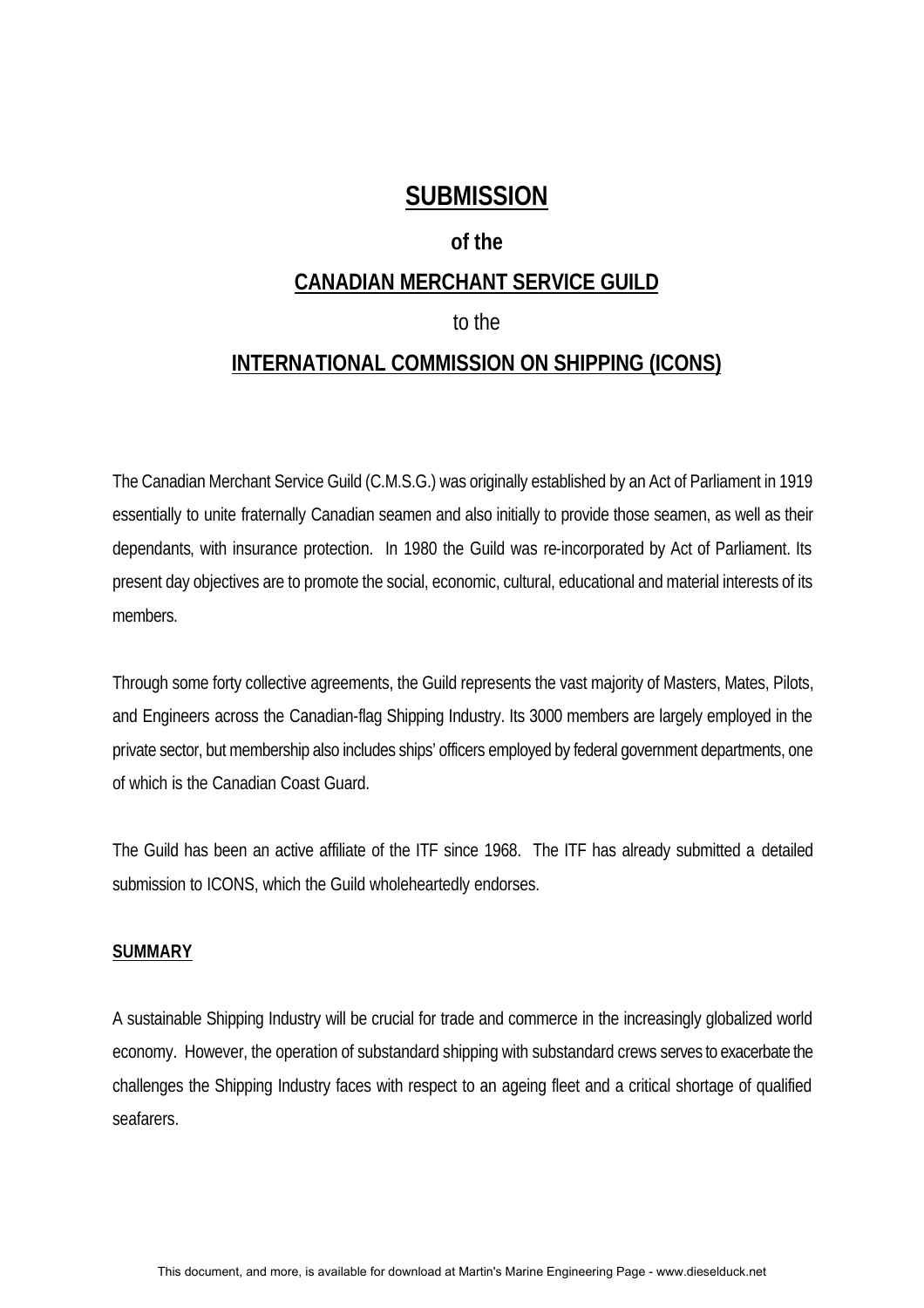# SUBMISSION

**of the**

## CANADIAN MERCHANT SERVICE GUILD

to the

## INTERNATIONAL COMMISSION ON SHIPPING (ICONS)

The Canadian Merchant Service Guild (C.M.S.G.) was originally established by an Act of Parliament in 1919 essentially to unite fraternally Canadian seamen and also initially to provide those seamen, as well as their dependants, with insurance protection. In 1980 the Guild was re-incorporated by Act of Parliament. Its present day objectives are to promote the social, economic, cultural, educational and material interests of its members.

Through some forty collective agreements, the Guild represents the vast majority of Masters, Mates, Pilots, and Engineers across the Canadian-flag Shipping Industry. Its 3000 members are largely employed in the private sector, but membership also includes ships' officers employed by federal government departments, one of which is the Canadian Coast Guard.

The Guild has been an active affiliate of the ITF since 1968. The ITF has already submitted a detailed submission to ICONS, which the Guild wholeheartedly endorses.

### SUMMARY

A sustainable Shipping Industry will be crucial for trade and commerce in the increasingly globalized world economy. However, the operation of substandard shipping with substandard crews serves to exacerbate the challenges the Shipping Industry faces with respect to an ageing fleet and a critical shortage of qualified seafarers.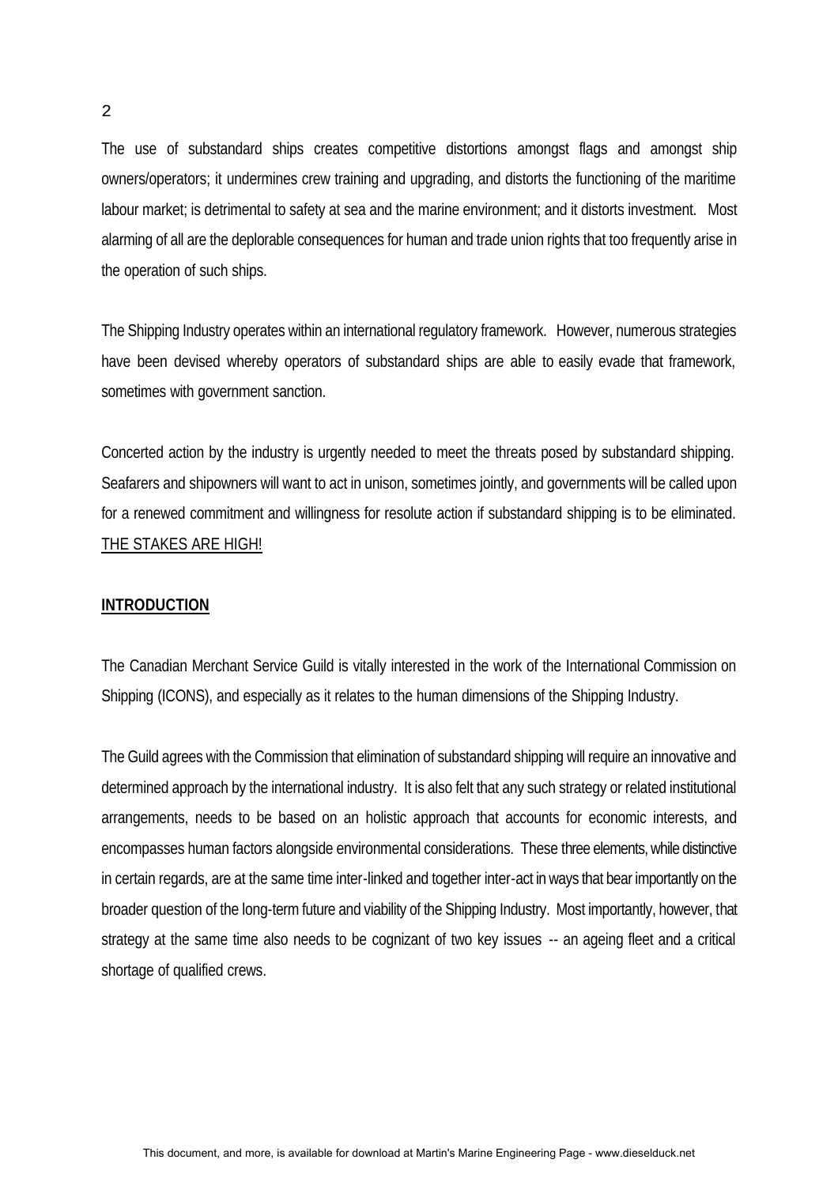The use of substandard ships creates competitive distortions amongst flags and amongst ship owners/operators; it undermines crew training and upgrading, and distorts the functioning of the maritime labour market; is detrimental to safety at sea and the marine environment; and it distorts investment. Most alarming of all are the deplorable consequences for human and trade union rights that too frequently arise in the operation of such ships.

The Shipping Industry operates within an international regulatory framework. However, numerous strategies have been devised whereby operators of substandard ships are able to easily evade that framework, sometimes with government sanction.

Concerted action by the industry is urgently needed to meet the threats posed by substandard shipping. Seafarers and shipowners will want to act in unison, sometimes jointly, and governments will be called upon for a renewed commitment and willingness for resolute action if substandard shipping is to be eliminated. <u>THE STAKES ARE HIGH!</u>

## INTRODUCTION

The Canadian Merchant Service Guild is vitally interested in the work of the International Commission on Shipping (ICONS), and especially as it relates to the human dimensions of the Shipping Industry.

The Guild agrees with the Commission that elimination of substandard shipping will require an innovative and determined approach by the international industry. It is also felt that any such strategy or related institutional arrangements, needs to be based on an holistic approach that accounts for economic interests, and encompasses human factors alongside environmental considerations. These three elements, while distinctive in certain regards, are at the same time inter-linked and together inter-act in ways that bear importantly on the broader question of the long-term future and viability of the Shipping Industry. Most importantly, however, that strategy at the same time also needs to be cognizant of two key issues -- an ageing fleet and a critical shortage of qualified crews.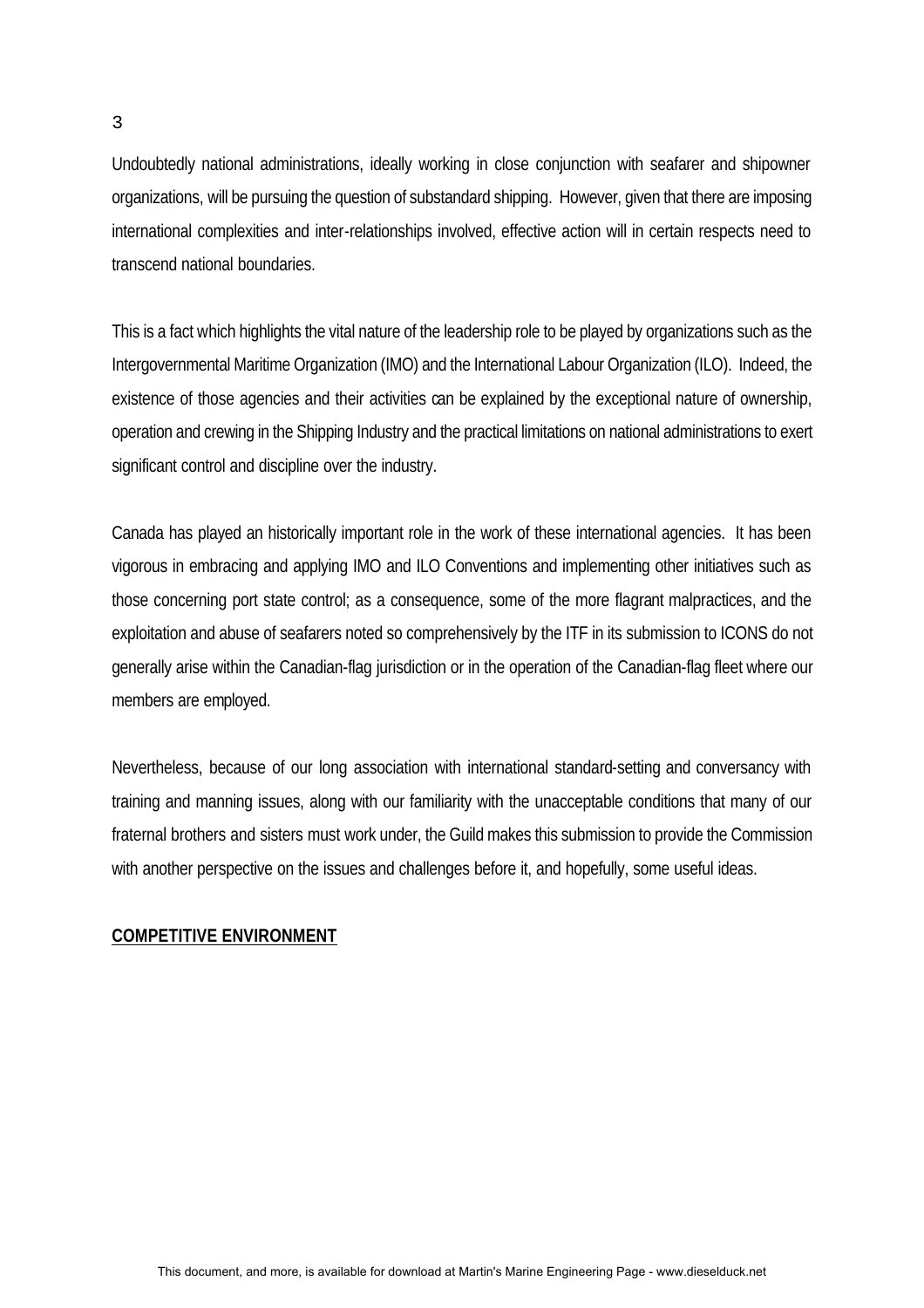Undoubtedly national administrations, ideally working in close conjunction with seafarer and shipowner organizations, will be pursuing the question of substandard shipping. However, given that there are imposing international complexities and inter-relationships involved, effective action will in certain respects need to transcend national boundaries.

This is a fact which highlights the vital nature of the leadership role to be played by organizations such as the Intergovernmental Maritime Organization (IMO) and the International Labour Organization (ILO). Indeed, the existence of those agencies and their activities can be explained by the exceptional nature of ownership, operation and crewing in the Shipping Industry and the practical limitations on national administrations to exert significant control and discipline over the industry.

Canada has played an historically important role in the work of these international agencies. It has been vigorous in embracing and applying IMO and ILO Conventions and implementing other initiatives such as those concerning port state control; as a consequence, some of the more flagrant malpractices, and the exploitation and abuse of seafarers noted so comprehensively by the ITF in its submission to ICONS do not generally arise within the Canadian-flag jurisdiction or in the operation of the Canadian-flag fleet where our members are employed.

Nevertheless, because of our long association with international standard-setting and conversancy with training and manning issues, along with our familiarity with the unacceptable conditions that many of our fraternal brothers and sisters must work under, the Guild makes this submission to provide the Commission with another perspective on the issues and challenges before it, and hopefully, some useful ideas.

**COMPETITIVE ENVIRONMENT**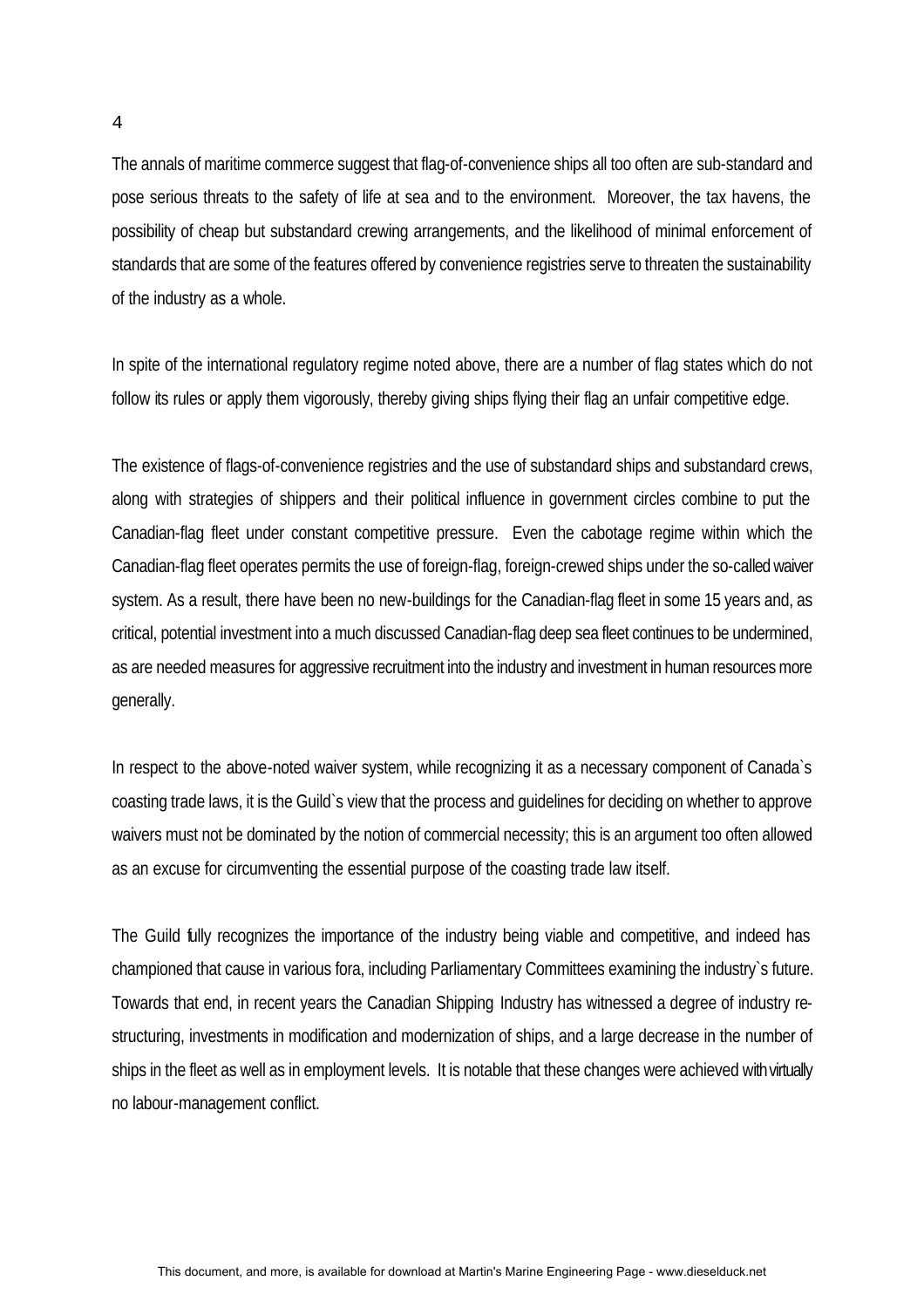The annals of maritime commerce suggest that flag-of-convenience ships all too often are sub-standard and pose serious threats to the safety of life at sea and to the environment. Moreover, the tax havens, the possibility of cheap but substandard crewing arrangements, and the likelihood of minimal enforcement of standards that are some of the features offered by convenience registries serve to threaten the sustainability of the industry as a whole.

In spite of the international regulatory regime noted above, there are a number of flag states which do not follow its rules or apply them vigorously, thereby giving ships flying their flag an unfair competitive edge.

The existence of flags-of-convenience registries and the use of substandard ships and substandard crews, along with strategies of shippers and their political influence in government circles combine to put the Canadian-flag fleet under constant competitive pressure. Even the cabotage regime within which the Canadian-flag fleet operates permits the use of foreign-flag, foreign-crewed ships under the so-called waiver system. As a result, there have been no new-buildings for the Canadian-flag fleet in some 15 years and, as critical, potential investment into a much discussed Canadian-flag deep sea fleet continues to be undermined, as are needed measures for aggressive recruitment into the industry and investment in human resources more generally.

In respect to the above-noted waiver system, while recognizing it as a necessary component of Canada`s coasting trade laws, it is the Guild`s view that the process and guidelines for deciding on whether to approve waivers must not be dominated by the notion of commercial necessity; this is an argument too often allowed as an excuse for circumventing the essential purpose of the coasting trade law itself.

The Guild fully recognizes the importance of the industry being viable and competitive, and indeed has championed that cause in various fora, including Parliamentary Committees examining the industry`s future. Towards that end, in recent years the Canadian Shipping Industry has witnessed a degree of industry re-structuring, investments in modification and modernization of ships, and a large decrease in the number of ships in the fleet as well as in employment levels. It is notable that these changes were achieved with virtually no labour-management conflict.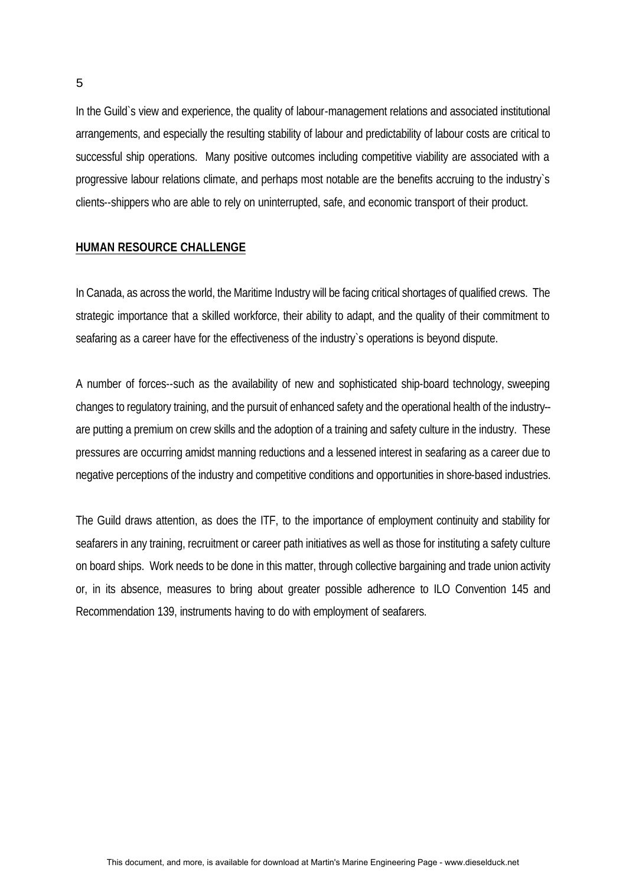In the Guild`s view and experience, the quality of labour-management relations and associated institutional arrangements, and especially the resulting stability of labour and predictability of labour costs are critical to successful ship operations. Many positive outcomes including competitive viability are associated with a progressive labour relations climate, and perhaps most notable are the benefits accruing to the industry`s clients--shippers who are able to rely on uninterrupted, safe, and economic transport of their product.

## HUMAN RESOURCE CHALLENGE

In Canada, as across the world, the Maritime Industry will be facing critical shortages of qualified crews. The strategic importance that a skilled workforce, their ability to adapt, and the quality of their commitment to seafaring as a career have for the effectiveness of the industry`s operations is beyond dispute.

A number of forces--such as the availability of new and sophisticated ship-board technology, sweeping changes to regulatory training, and the pursuit of enhanced safety and the operational health of the industry--are putting a premium on crew skills and the adoption of a training and safety culture in the industry. These pressures are occurring amidst manning reductions and a lessened interest in seafaring as a career due to negative perceptions of the industry and competitive conditions and opportunities in shore-based industries.

The Guild draws attention, as does the ITF, to the importance of employment continuity and stability for seafarers in any training, recruitment or career path initiatives as well as those for instituting a safety culture on board ships. Work needs to be done in this matter, through collective bargaining and trade union activity or, in its absence, measures to bring about greater possible adherence to ILO Convention 145 and Recommendation 139, instruments having to do with employment of seafarers.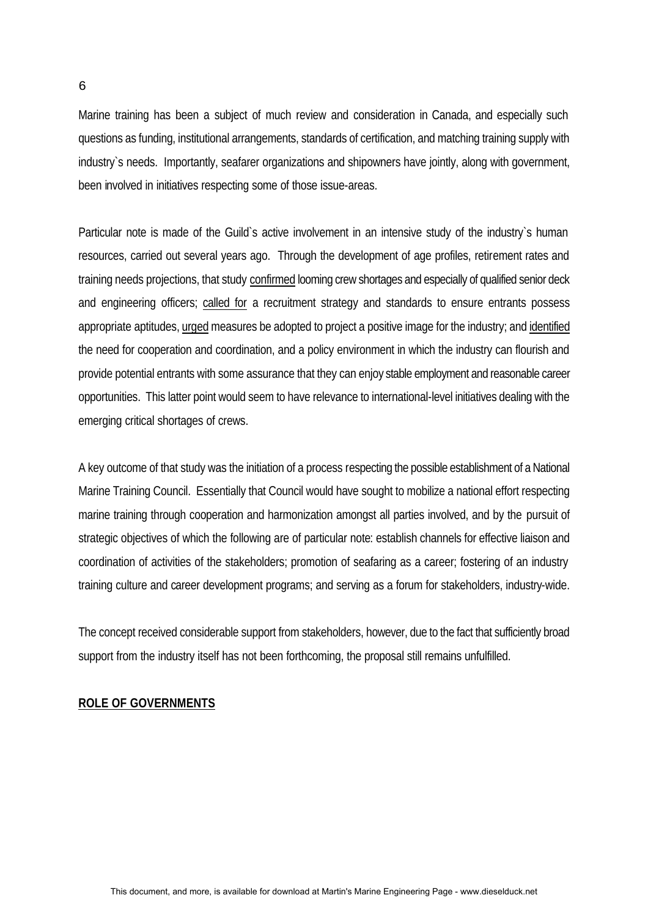Marine training has been a subject of much review and consideration in Canada, and especially such questions as funding, institutional arrangements, standards of certification, and matching training supply with industry`s needs. Importantly, seafarer organizations and shipowners have jointly, along with government, been involved in initiatives respecting some of those issue-areas.

Particular note is made of the Guild`s active involvement in an intensive study of the industry`s human resources, carried out several years ago. Through the development of age profiles, retirement rates and training needs projections, that study <u>confirmed</u> looming crew shortages and especially of qualified senior deck and engineering officers; <u>called for</u> a recruitment strategy and standards to ensure entrants possess appropriate aptitudes, <u>urged</u> measures be adopted to project a positive image for the industry; and <u>identified</u> the need for cooperation and coordination, and a policy environment in which the industry can flourish and provide potential entrants with some assurance that they can enjoy stable employment and reasonable career opportunities. This latter point would seem to have relevance to international-level initiatives dealing with the emerging critical shortages of crews.

A key outcome of that study was the initiation of a process respecting the possible establishment of a National Marine Training Council. Essentially that Council would have sought to mobilize a national effort respecting marine training through cooperation and harmonization amongst all parties involved, and by the pursuit of strategic objectives of which the following are of particular note: establish channels for effective liaison and coordination of activities of the stakeholders; promotion of seafaring as a career; fostering of an industry training culture and career development programs; and serving as a forum for stakeholders, industry-wide.

The concept received considerable support from stakeholders, however, due to the fact that sufficiently broad support from the industry itself has not been forthcoming, the proposal still remains unfulfilled.

## <u>ROLE OF GOVERNMENTS</u>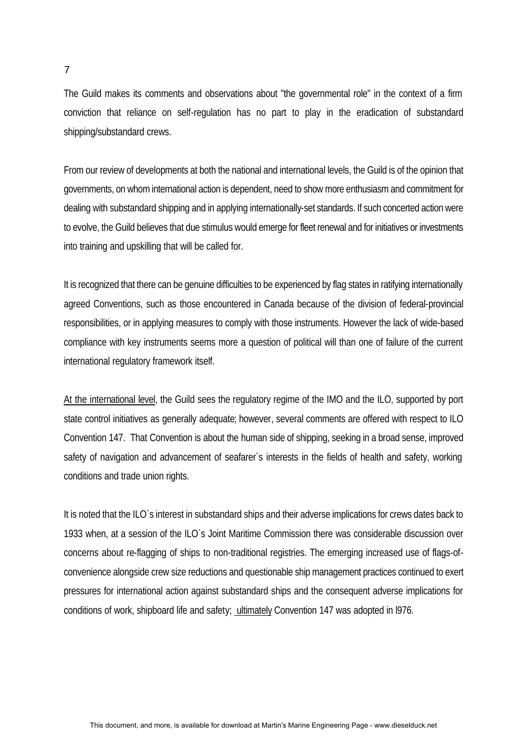The Guild makes its comments and observations about "the governmental role" in the context of a firm conviction that reliance on self-regulation has no part to play in the eradication of substandard shipping/substandard crews.

From our review of developments at both the national and international levels, the Guild is of the opinion that governments, on whom international action is dependent, need to show more enthusiasm and commitment for dealing with substandard shipping and in applying internationally-set standards. If such concerted action were to evolve, the Guild believes that due stimulus would emerge for fleet renewal and for initiatives or investments into training and upskilling that will be called for.

It is recognized that there can be genuine difficulties to be experienced by flag states in ratifying internationally agreed Conventions, such as those encountered in Canada because of the division of federal-provincial responsibilities, or in applying measures to comply with those instruments. However the lack of wide-based compliance with key instruments seems more a question of political will than one of failure of the current international regulatory framework itself.

<u>At the international level</u>, the Guild sees the regulatory regime of the IMO and the ILO, supported by port state control initiatives as generally adequate; however, several comments are offered with respect to ILO Convention 147. That Convention is about the human side of shipping, seeking in a broad sense, improved safety of navigation and advancement of seafarer`s interests in the fields of health and safety, working conditions and trade union rights.

It is noted that the ILO`s interest in substandard ships and their adverse implications for crews dates back to 1933 when, at a session of the ILO`s Joint Maritime Commission there was considerable discussion over concerns about re-flagging of ships to non-traditional registries. The emerging increased use of flags-of-convenience alongside crew size reductions and questionable ship management practices continued to exert pressures for international action against substandard ships and the consequent adverse implications for conditions of work, shipboard life and safety; <u>ultimately</u> Convention 147 was adopted in l976.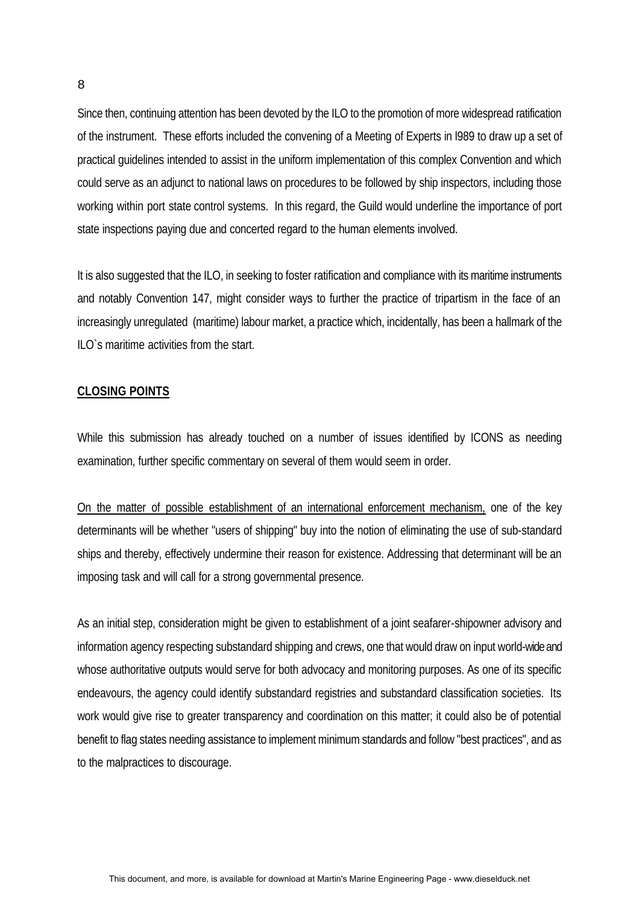Since then, continuing attention has been devoted by the ILO to the promotion of more widespread ratification of the instrument. These efforts included the convening of a Meeting of Experts in l989 to draw up a set of practical guidelines intended to assist in the uniform implementation of this complex Convention and which could serve as an adjunct to national laws on procedures to be followed by ship inspectors, including those working within port state control systems. In this regard, the Guild would underline the importance of port state inspections paying due and concerted regard to the human elements involved.

It is also suggested that the ILO, in seeking to foster ratification and compliance with its maritime instruments and notably Convention 147, might consider ways to further the practice of tripartism in the face of an increasingly unregulated (maritime) labour market, a practice which, incidentally, has been a hallmark of the ILO`s maritime activities from the start.

## CLOSING POINTS

While this submission has already touched on a number of issues identified by ICONS as needing examination, further specific commentary on several of them would seem in order.

On the matter of possible establishment of an international enforcement mechanism, one of the key determinants will be whether "users of shipping" buy into the notion of eliminating the use of sub-standard ships and thereby, effectively undermine their reason for existence. Addressing that determinant will be an imposing task and will call for a strong governmental presence.

As an initial step, consideration might be given to establishment of a joint seafarer-shipowner advisory and information agency respecting substandard shipping and crews, one that would draw on input world-wide and whose authoritative outputs would serve for both advocacy and monitoring purposes. As one of its specific endeavours, the agency could identify substandard registries and substandard classification societies. Its work would give rise to greater transparency and coordination on this matter; it could also be of potential benefit to flag states needing assistance to implement minimum standards and follow "best practices", and as to the malpractices to discourage.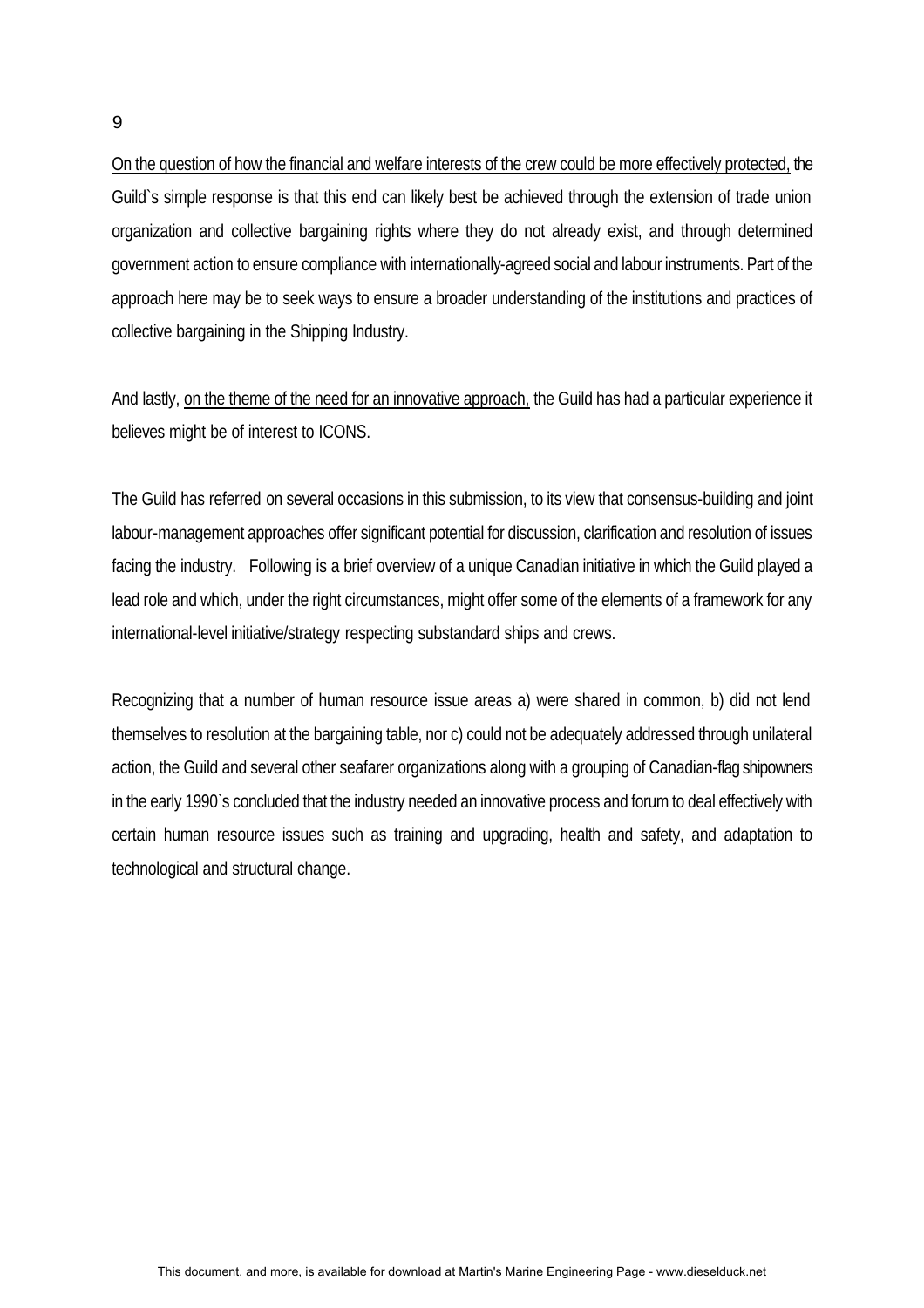<u>On the question of how the financial and welfare interests of the crew could be more effectively protected,</u> the Guild`s simple response is that this end can likely best be achieved through the extension of trade union organization and collective bargaining rights where they do not already exist, and through determined government action to ensure compliance with internationally-agreed social and labour instruments. Part of the approach here may be to seek ways to ensure a broader understanding of the institutions and practices of collective bargaining in the Shipping Industry.

And lastly, <u>on the theme of the need for an innovative approach,</u> the Guild has had a particular experience it believes might be of interest to ICONS.

The Guild has referred on several occasions in this submission, to its view that consensus-building and joint labour-management approaches offer significant potential for discussion, clarification and resolution of issues facing the industry. Following is a brief overview of a unique Canadian initiative in which the Guild played a lead role and which, under the right circumstances, might offer some of the elements of a framework for any international-level initiative/strategy respecting substandard ships and crews.

Recognizing that a number of human resource issue areas a) were shared in common, b) did not lend themselves to resolution at the bargaining table, nor c) could not be adequately addressed through unilateral action, the Guild and several other seafarer organizations along with a grouping of Canadian-flag shipowners in the early 1990`s concluded that the industry needed an innovative process and forum to deal effectively with certain human resource issues such as training and upgrading, health and safety, and adaptation to technological and structural change.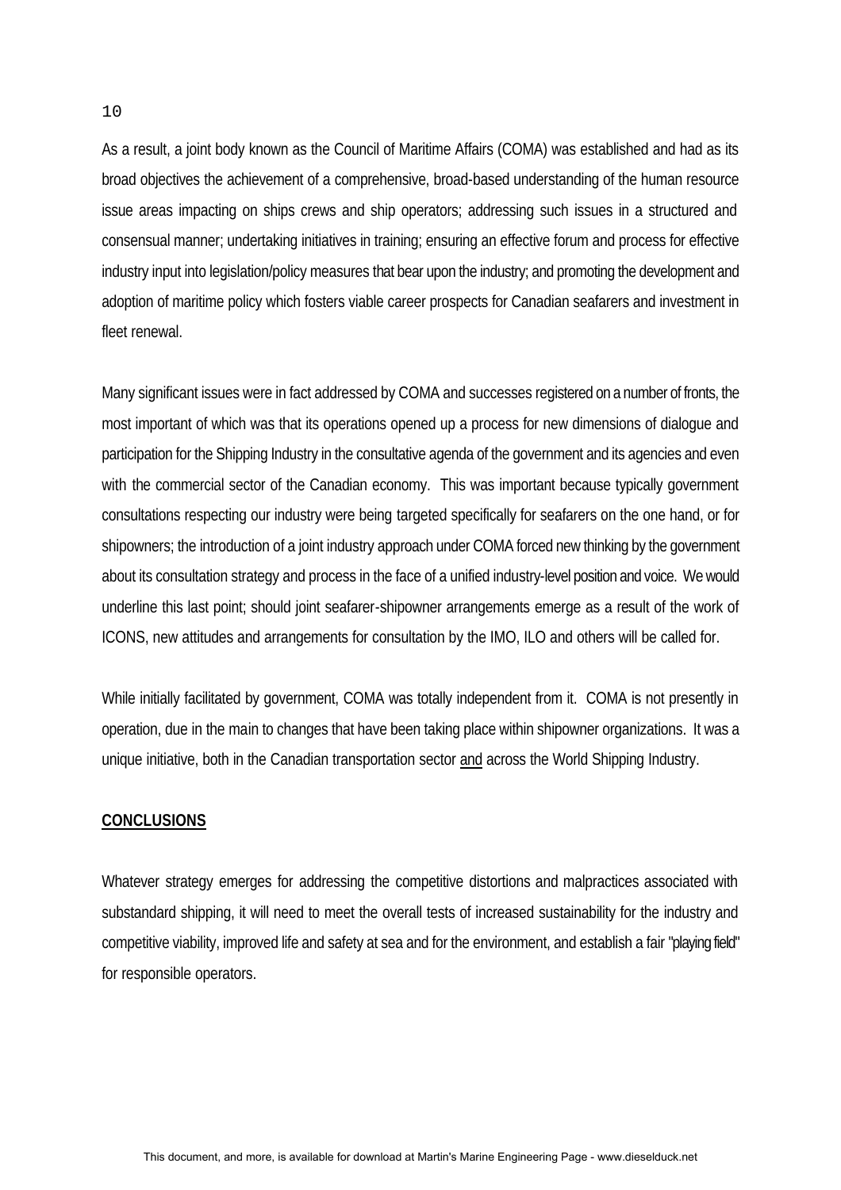As a result, a joint body known as the Council of Maritime Affairs (COMA) was established and had as its broad objectives the achievement of a comprehensive, broad-based understanding of the human resource issue areas impacting on ships crews and ship operators; addressing such issues in a structured and consensual manner; undertaking initiatives in training; ensuring an effective forum and process for effective industry input into legislation/policy measures that bear upon the industry; and promoting the development and adoption of maritime policy which fosters viable career prospects for Canadian seafarers and investment in fleet renewal.

Many significant issues were in fact addressed by COMA and successes registered on a number of fronts, the most important of which was that its operations opened up a process for new dimensions of dialogue and participation for the Shipping Industry in the consultative agenda of the government and its agencies and even with the commercial sector of the Canadian economy. This was important because typically government consultations respecting our industry were being targeted specifically for seafarers on the one hand, or for shipowners; the introduction of a joint industry approach under COMA forced new thinking by the government about its consultation strategy and process in the face of a unified industry-level position and voice. We would underline this last point; should joint seafarer-shipowner arrangements emerge as a result of the work of ICONS, new attitudes and arrangements for consultation by the IMO, ILO and others will be called for.

While initially facilitated by government, COMA was totally independent from it. COMA is not presently in operation, due in the main to changes that have been taking place within shipowner organizations. It was a unique initiative, both in the Canadian transportation sector <u>and</u> across the World Shipping Industry.

## CONCLUSIONS

Whatever strategy emerges for addressing the competitive distortions and malpractices associated with substandard shipping, it will need to meet the overall tests of increased sustainability for the industry and competitive viability, improved life and safety at sea and for the environment, and establish a fair "playing field" for responsible operators.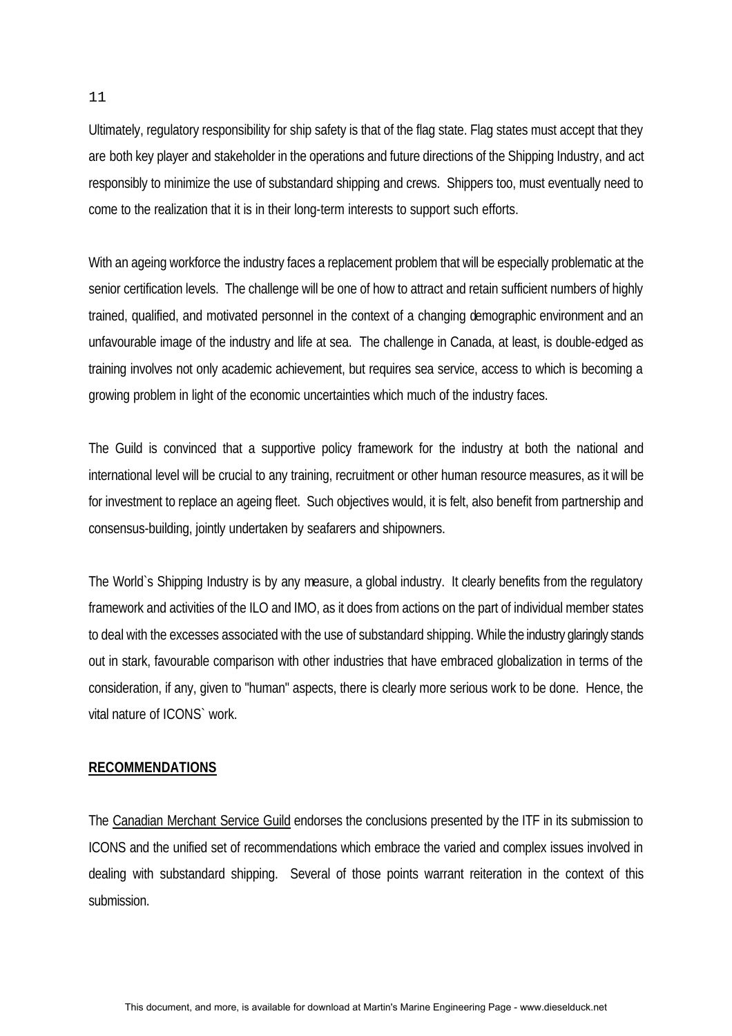Ultimately, regulatory responsibility for ship safety is that of the flag state. Flag states must accept that they are both key player and stakeholder in the operations and future directions of the Shipping Industry, and act responsibly to minimize the use of substandard shipping and crews. Shippers too, must eventually need to come to the realization that it is in their long-term interests to support such efforts.

With an ageing workforce the industry faces a replacement problem that will be especially problematic at the senior certification levels. The challenge will be one of how to attract and retain sufficient numbers of highly trained, qualified, and motivated personnel in the context of a changing demographic environment and an unfavourable image of the industry and life at sea. The challenge in Canada, at least, is double-edged as training involves not only academic achievement, but requires sea service, access to which is becoming a growing problem in light of the economic uncertainties which much of the industry faces.

The Guild is convinced that a supportive policy framework for the industry at both the national and international level will be crucial to any training, recruitment or other human resource measures, as it will be for investment to replace an ageing fleet. Such objectives would, it is felt, also benefit from partnership and consensus-building, jointly undertaken by seafarers and shipowners.

The World`s Shipping Industry is by any measure, a global industry. It clearly benefits from the regulatory framework and activities of the ILO and IMO, as it does from actions on the part of individual member states to deal with the excesses associated with the use of substandard shipping. While the industry glaringly stands out in stark, favourable comparison with other industries that have embraced globalization in terms of the consideration, if any, given to "human" aspects, there is clearly more serious work to be done. Hence, the vital nature of ICONS` work.

**RECOMMENDATIONS**

The Canadian Merchant Service Guild endorses the conclusions presented by the ITF in its submission to ICONS and the unified set of recommendations which embrace the varied and complex issues involved in dealing with substandard shipping. Several of those points warrant reiteration in the context of this submission.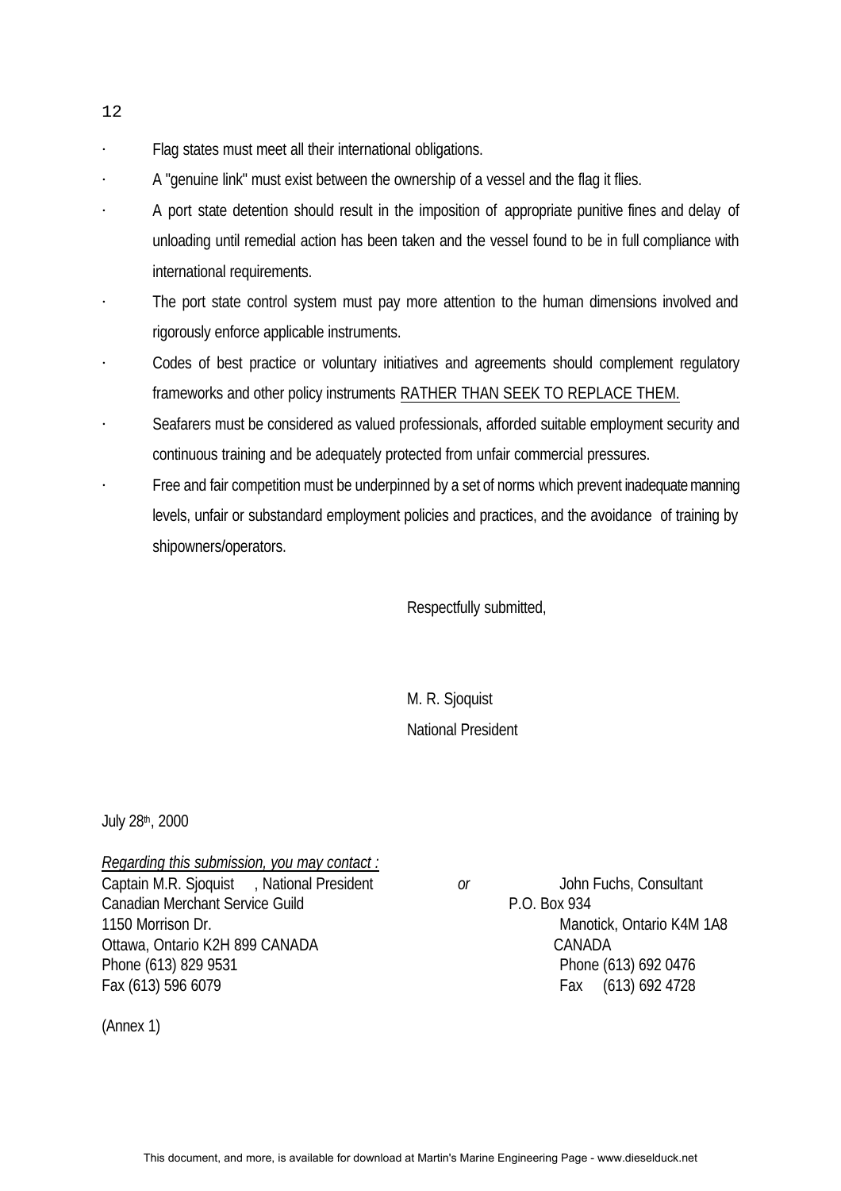- Flag states must meet all their international obligations.
- A "genuine link" must exist between the ownership of a vessel and the flag it flies.
- A port state detention should result in the imposition of appropriate punitive fines and delay of unloading until remedial action has been taken and the vessel found to be in full compliance with international requirements.
- The port state control system must pay more attention to the human dimensions involved and rigorously enforce applicable instruments.
- Codes of best practice or voluntary initiatives and agreements should complement regulatory frameworks and other policy instruments <u>RATHER THAN SEEK TO REPLACE THEM.</u>
- Seafarers must be considered as valued professionals, afforded suitable employment security and continuous training and be adequately protected from unfair commercial pressures.
- Free and fair competition must be underpinned by a set of norms which prevent inadequate manning levels, unfair or substandard employment policies and practices, and the avoidance of training by shipowners/operators.

Respectfully submitted,

M. R. Sjoquist
National President

July 28th, 2000

*Regarding this submission, you may contact :*

Captain M.R. Sjoquist , National President
Canadian Merchant Service Guild
1150 Morrison Dr.
Ottawa, Ontario K2H 899 CANADA
Phone (613) 829 9531
Fax (613) 596 6079

*or*

John Fuchs, Consultant
P.O. Box 934
Manotick, Ontario K4M 1A8
CANADA
Phone (613) 692 0476
Fax (613) 692 4728

(Annex 1)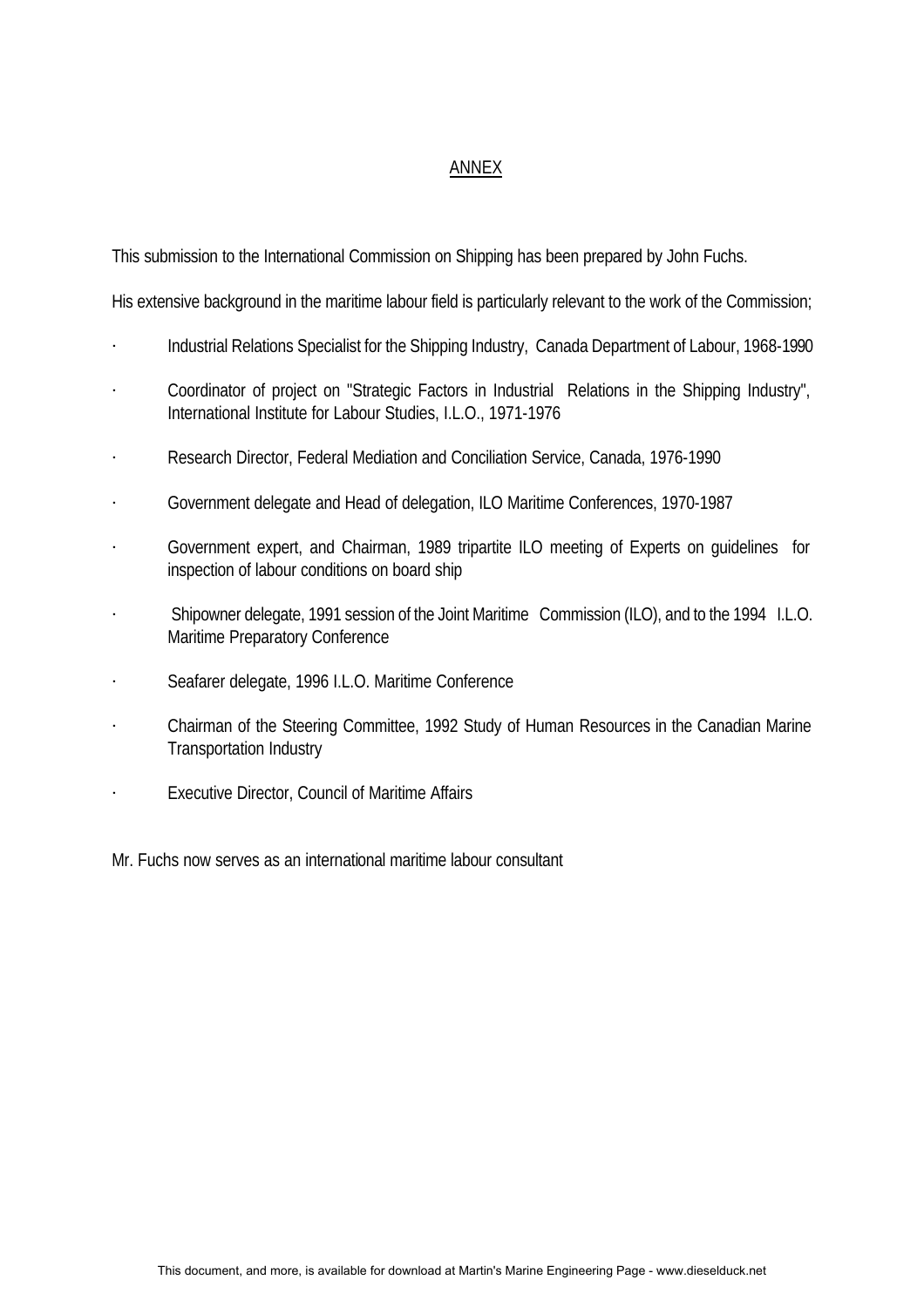# ANNEX

This submission to the International Commission on Shipping has been prepared by John Fuchs.

His extensive background in the maritime labour field is particularly relevant to the work of the Commission;

- Industrial Relations Specialist for the Shipping Industry, Canada Department of Labour, 1968-1990
- Coordinator of project on "Strategic Factors in Industrial Relations in the Shipping Industry", International Institute for Labour Studies, I.L.O., 1971-1976
- Research Director, Federal Mediation and Conciliation Service, Canada, 1976-1990
- Government delegate and Head of delegation, ILO Maritime Conferences, 1970-1987
- Government expert, and Chairman, 1989 tripartite ILO meeting of Experts on guidelines for inspection of labour conditions on board ship
- Shipowner delegate, 1991 session of the Joint Maritime Commission (ILO), and to the 1994 I.L.O. Maritime Preparatory Conference
- Seafarer delegate, 1996 I.L.O. Maritime Conference
- Chairman of the Steering Committee, 1992 Study of Human Resources in the Canadian Marine Transportation Industry
- Executive Director, Council of Maritime Affairs

Mr. Fuchs now serves as an international maritime labour consultant